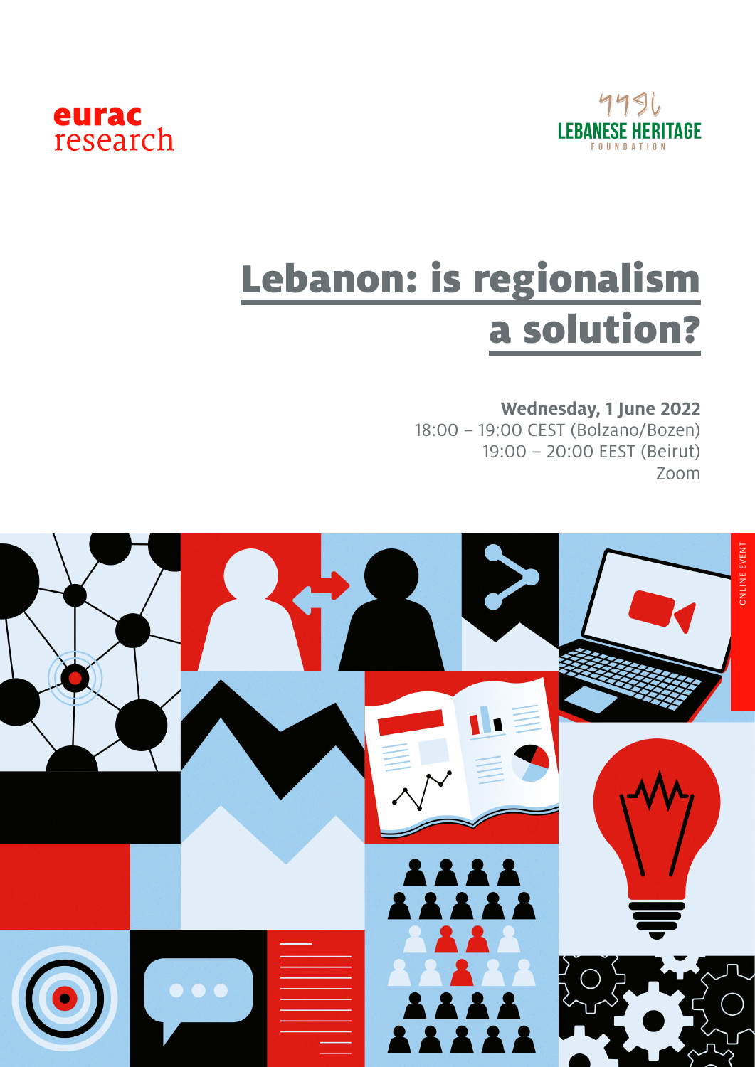eurac research

LEBANESE HERITAGE FOUNDATION

# Lebanon: is regionalism a solution?

**Wednesday, 1 June 2022**
18:00 – 19:00 CEST (Bolzano/Bozen)
19:00 – 20:00 EEST (Beirut)
Zoom

ONLINE EVENT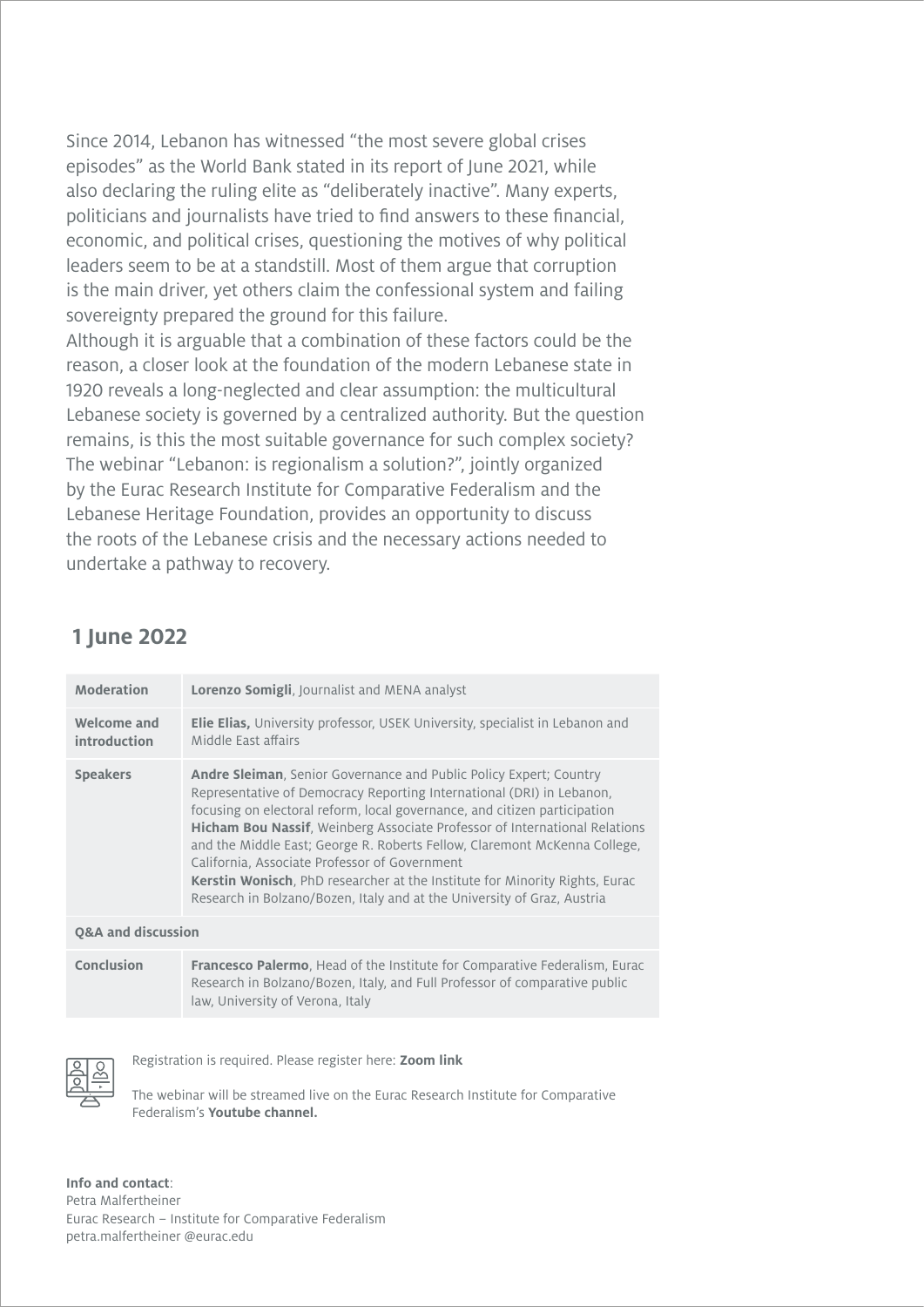Since 2014, Lebanon has witnessed "the most severe global crises episodes" as the World Bank stated in its report of June 2021, while also declaring the ruling elite as "deliberately inactive". Many experts, politicians and journalists have tried to find answers to these financial, economic, and political crises, questioning the motives of why political leaders seem to be at a standstill. Most of them argue that corruption is the main driver, yet others claim the confessional system and failing sovereignty prepared the ground for this failure.

Although it is arguable that a combination of these factors could be the reason, a closer look at the foundation of the modern Lebanese state in 1920 reveals a long-neglected and clear assumption: the multicultural Lebanese society is governed by a centralized authority. But the question remains, is this the most suitable governance for such complex society? The webinar "Lebanon: is regionalism a solution?", jointly organized by the Eurac Research Institute for Comparative Federalism and the Lebanese Heritage Foundation, provides an opportunity to discuss the roots of the Lebanese crisis and the necessary actions needed to undertake a pathway to recovery.

## 1 June 2022

| | |
|---|---|
| **Moderation** | **Lorenzo Somigli**, Journalist and MENA analyst |
| **Welcome and introduction** | **Elie Elias,** University professor, USEK University, specialist in Lebanon and Middle East affairs |
| **Speakers** | **Andre Sleiman**, Senior Governance and Public Policy Expert; Country Representative of Democracy Reporting International (DRI) in Lebanon, focusing on electoral reform, local governance, and citizen participation<br>**Hicham Bou Nassif**, Weinberg Associate Professor of International Relations and the Middle East; George R. Roberts Fellow, Claremont McKenna College, California, Associate Professor of Government<br>**Kerstin Wonisch**, PhD researcher at the Institute for Minority Rights, Eurac Research in Bolzano/Bozen, Italy and at the University of Graz, Austria |
| **Q&A and discussion** | |
| **Conclusion** | **Francesco Palermo**, Head of the Institute for Comparative Federalism, Eurac Research in Bolzano/Bozen, Italy, and Full Professor of comparative public law, University of Verona, Italy |

Registration is required. Please register here: **Zoom link**

The webinar will be streamed live on the Eurac Research Institute for Comparative Federalism's **Youtube channel.**

**Info and contact**:
Petra Malfertheiner
Eurac Research – Institute for Comparative Federalism
petra.malfertheiner @eurac.edu